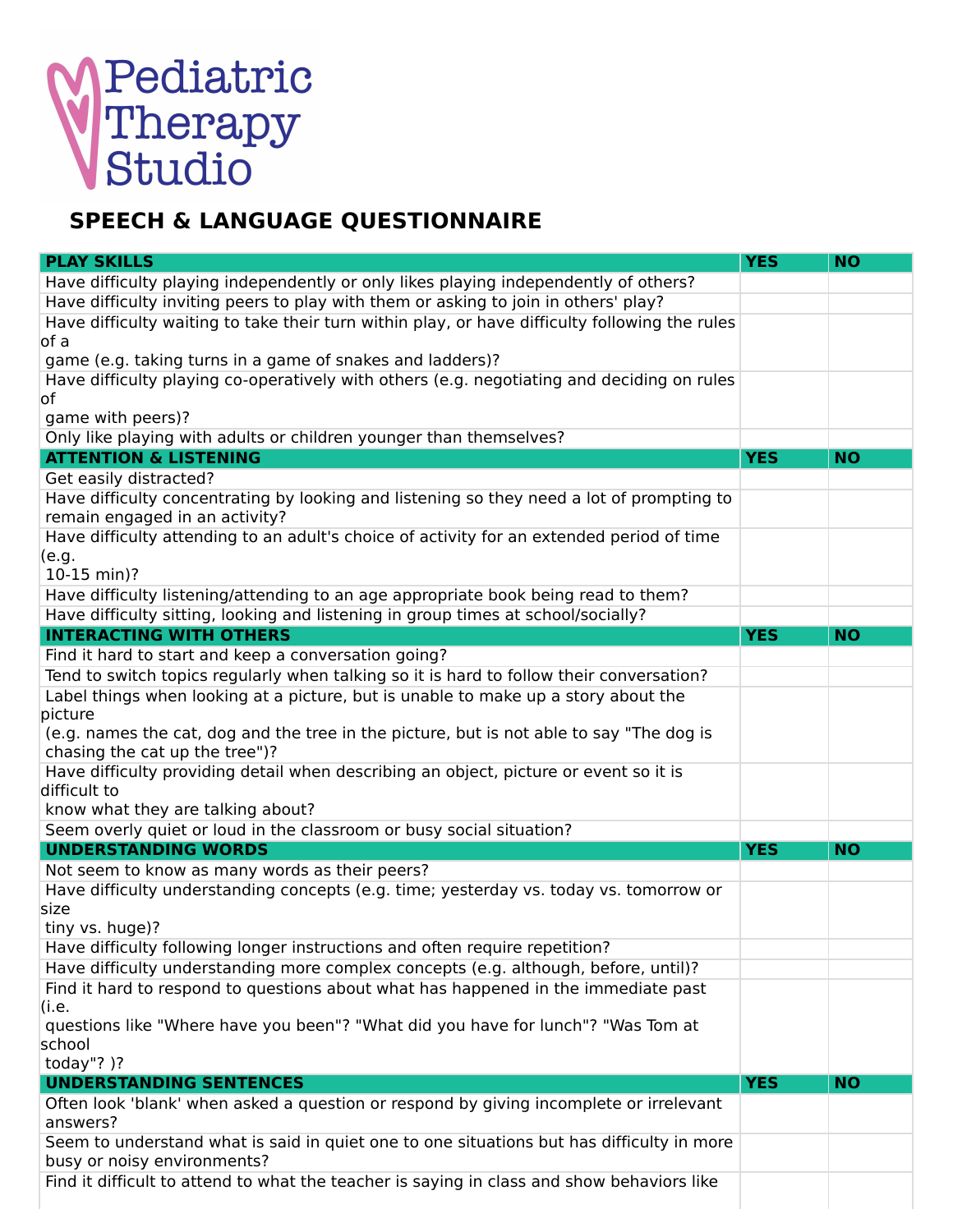Pediatric Therapy Studio

# SPEECH & LANGUAGE QUESTIONNAIRE

| PLAY SKILLS | YES | NO |
| --- | --- | --- |
| Have difficulty playing independently or only likes playing independently of others? | | |
| Have difficulty inviting peers to play with them or asking to join in others' play? | | |
| Have difficulty waiting to take their turn within play, or have difficulty following the rules of a game (e.g. taking turns in a game of snakes and ladders)? | | |
| Have difficulty playing co-operatively with others (e.g. negotiating and deciding on rules of game with peers)? | | |
| Only like playing with adults or children younger than themselves? | | |
| **ATTENTION & LISTENING** | **YES** | **NO** |
| Get easily distracted? | | |
| Have difficulty concentrating by looking and listening so they need a lot of prompting to remain engaged in an activity? | | |
| Have difficulty attending to an adult's choice of activity for an extended period of time (e.g. 10-15 min)? | | |
| Have difficulty listening/attending to an age appropriate book being read to them? | | |
| Have difficulty sitting, looking and listening in group times at school/socially? | | |
| **INTERACTING WITH OTHERS** | **YES** | **NO** |
| Find it hard to start and keep a conversation going? | | |
| Tend to switch topics regularly when talking so it is hard to follow their conversation? | | |
| Label things when looking at a picture, but is unable to make up a story about the picture (e.g. names the cat, dog and the tree in the picture, but is not able to say "The dog is chasing the cat up the tree")? | | |
| Have difficulty providing detail when describing an object, picture or event so it is difficult to know what they are talking about? | | |
| Seem overly quiet or loud in the classroom or busy social situation? | | |
| **UNDERSTANDING WORDS** | **YES** | **NO** |
| Not seem to know as many words as their peers? | | |
| Have difficulty understanding concepts (e.g. time; yesterday vs. today vs. tomorrow or size tiny vs. huge)? | | |
| Have difficulty following longer instructions and often require repetition? | | |
| Have difficulty understanding more complex concepts (e.g. although, before, until)? | | |
| Find it hard to respond to questions about what has happened in the immediate past (i.e. questions like "Where have you been"? "What did you have for lunch"? "Was Tom at school today"? )? | | |
| **UNDERSTANDING SENTENCES** | **YES** | **NO** |
| Often look 'blank' when asked a question or respond by giving incomplete or irrelevant answers? | | |
| Seem to understand what is said in quiet one to one situations but has difficulty in more busy or noisy environments? | | |
| Find it difficult to attend to what the teacher is saying in class and show behaviors like | | |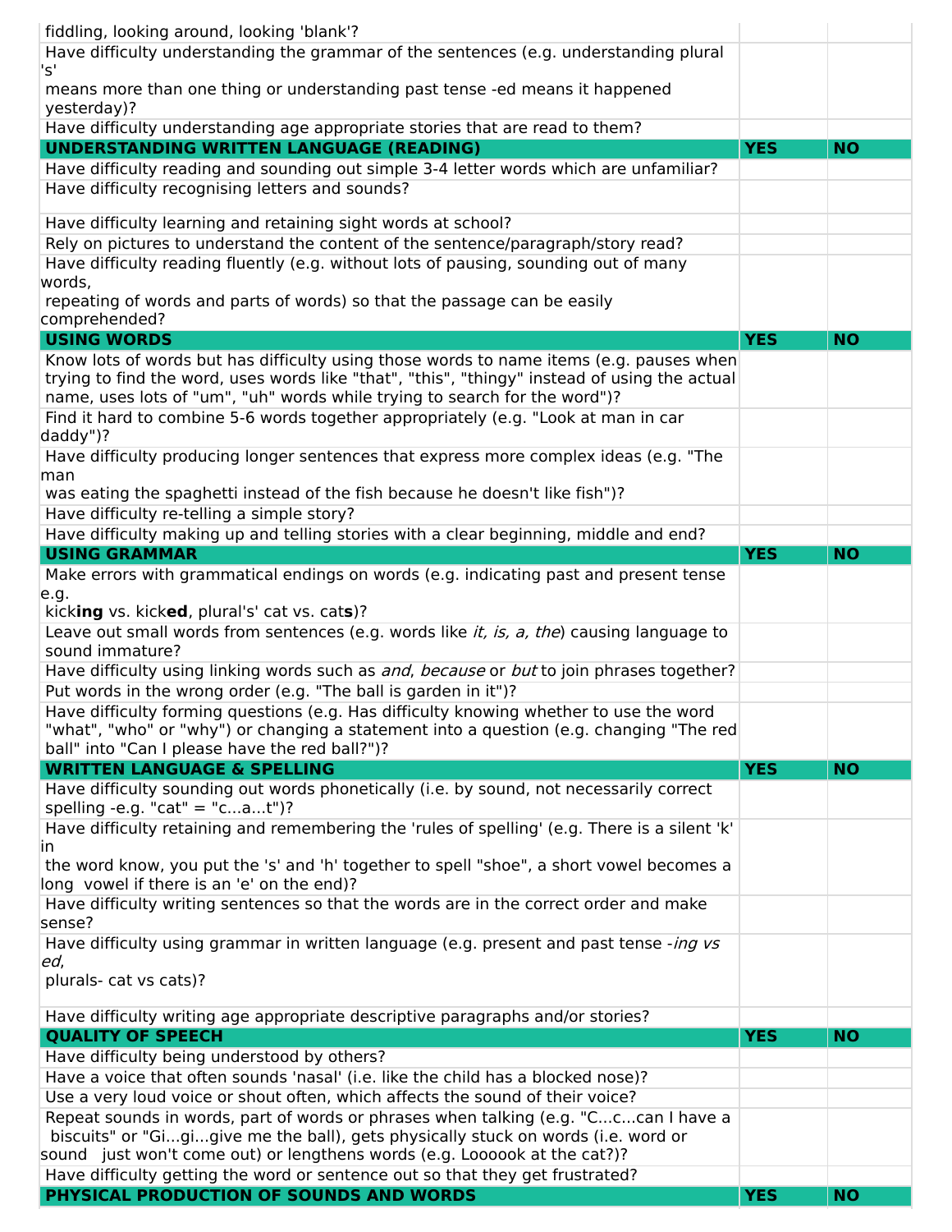| | | |
|---|---|---|
| fiddling, looking around, looking 'blank'? | | |
| Have difficulty understanding the grammar of the sentences (e.g. understanding plural 's' means more than one thing or understanding past tense -ed means it happened yesterday)? | | |
| Have difficulty understanding age appropriate stories that are read to them? | | |
| **UNDERSTANDING WRITTEN LANGUAGE (READING)** | **YES** | **NO** |
| Have difficulty reading and sounding out simple 3-4 letter words which are unfamiliar? | | |
| Have difficulty recognising letters and sounds? | | |
| Have difficulty learning and retaining sight words at school? | | |
| Rely on pictures to understand the content of the sentence/paragraph/story read? | | |
| Have difficulty reading fluently (e.g. without lots of pausing, sounding out of many words, repeating of words and parts of words) so that the passage can be easily comprehended? | | |
| **USING WORDS** | **YES** | **NO** |
| Know lots of words but has difficulty using those words to name items (e.g. pauses when trying to find the word, uses words like "that", "this", "thingy" instead of using the actual name, uses lots of "um", "uh" words while trying to search for the word")? | | |
| Find it hard to combine 5-6 words together appropriately (e.g. "Look at man in car daddy")? | | |
| Have difficulty producing longer sentences that express more complex ideas (e.g. "The man was eating the spaghetti instead of the fish because he doesn't like fish")? | | |
| Have difficulty re-telling a simple story? | | |
| Have difficulty making up and telling stories with a clear beginning, middle and end? | | |
| **USING GRAMMAR** | **YES** | **NO** |
| Make errors with grammatical endings on words (e.g. indicating past and present tense e.g. kick**ing** vs. kick**ed**, plural's' cat vs. cat**s**)? | | |
| Leave out small words from sentences (e.g. words like *it, is, a, the*) causing language to sound immature? | | |
| Have difficulty using linking words such as *and*, *because* or *but* to join phrases together? | | |
| Put words in the wrong order (e.g. "The ball is garden in it")? | | |
| Have difficulty forming questions (e.g. Has difficulty knowing whether to use the word "what", "who" or "why") or changing a statement into a question (e.g. changing "The red ball" into "Can I please have the red ball?")? | | |
| **WRITTEN LANGUAGE & SPELLING** | **YES** | **NO** |
| Have difficulty sounding out words phonetically (i.e. by sound, not necessarily correct spelling -e.g. "cat" = "c...a...t")? | | |
| Have difficulty retaining and remembering the 'rules of spelling' (e.g. There is a silent 'k' in the word know, you put the 's' and 'h' together to spell "shoe", a short vowel becomes a long vowel if there is an 'e' on the end)? | | |
| Have difficulty writing sentences so that the words are in the correct order and make sense? | | |
| Have difficulty using grammar in written language (e.g. present and past tense *-ing vs ed*, plurals- cat vs cats)? | | |
| Have difficulty writing age appropriate descriptive paragraphs and/or stories? | | |
| **QUALITY OF SPEECH** | **YES** | **NO** |
| Have difficulty being understood by others? | | |
| Have a voice that often sounds 'nasal' (i.e. like the child has a blocked nose)? | | |
| Use a very loud voice or shout often, which affects the sound of their voice? | | |
| Repeat sounds in words, part of words or phrases when talking (e.g. "C...c...can I have a biscuits" or "Gi...gi...give me the ball), gets physically stuck on words (i.e. word or sound just won't come out) or lengthens words (e.g. Looook at the cat?)? | | |
| Have difficulty getting the word or sentence out so that they get frustrated? | | |
| **PHYSICAL PRODUCTION OF SOUNDS AND WORDS** | **YES** | **NO** |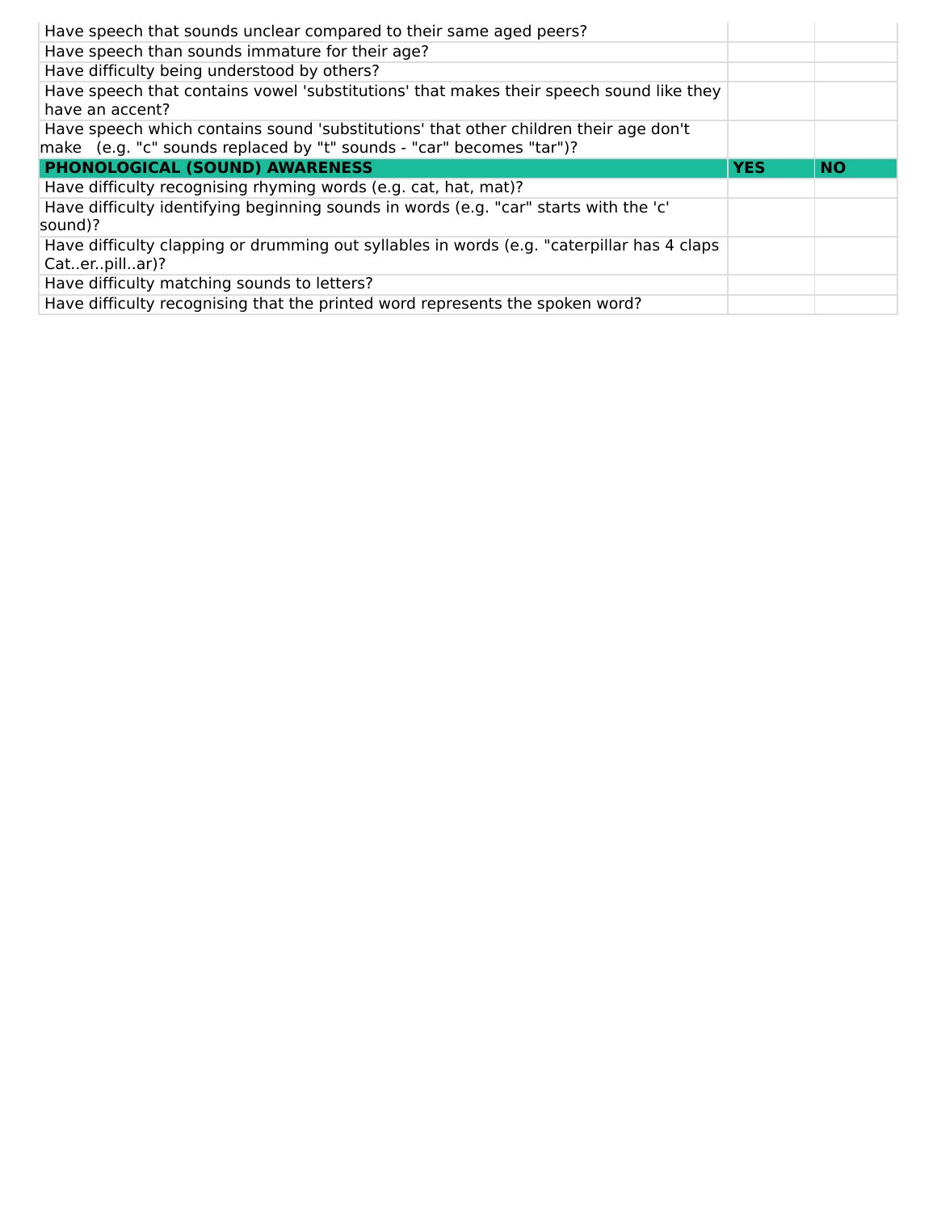| | | |
|---|---|---|
| Have speech that sounds unclear compared to their same aged peers? | | |
| Have speech than sounds immature for their age? | | |
| Have difficulty being understood by others? | | |
| Have speech that contains vowel 'substitutions' that makes their speech sound like they have an accent? | | |
| Have speech which contains sound 'substitutions' that other children their age don't make (e.g. "c" sounds replaced by "t" sounds - "car" becomes "tar")? | | |
| **PHONOLOGICAL (SOUND) AWARENESS** | **YES** | **NO** |
| Have difficulty recognising rhyming words (e.g. cat, hat, mat)? | | |
| Have difficulty identifying beginning sounds in words (e.g. "car" starts with the 'c' sound)? | | |
| Have difficulty clapping or drumming out syllables in words (e.g. "caterpillar has 4 claps Cat..er..pill..ar)? | | |
| Have difficulty matching sounds to letters? | | |
| Have difficulty recognising that the printed word represents the spoken word? | | |